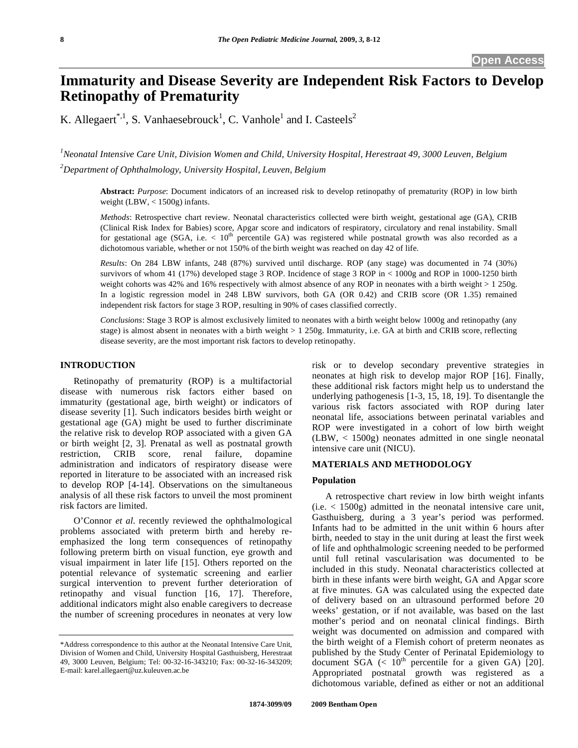Open Access

# Immaturity and Disease Severity are Independent Risk Factors to Develop Retinopathy of Prematurity

K. Allegaert[*,1], S. Vanhaesebrouck[1], C. Vanhole[1] and I. Casteels[2]

[1]Neonatal Intensive Care Unit, Division Women and Child, University Hospital, Herestraat 49, 3000 Leuven, Belgium

[2]Department of Ophthalmology, University Hospital, Leuven, Belgium

**Abstract:** *Purpose*: Document indicators of an increased risk to develop retinopathy of prematurity (ROP) in low birth weight (LBW, < 1500g) infants.

*Methods*: Retrospective chart review. Neonatal characteristics collected were birth weight, gestational age (GA), CRIB (Clinical Risk Index for Babies) score, Apgar score and indicators of respiratory, circulatory and renal instability. Small for gestational age (SGA, i.e. < $10^{th}$ percentile GA) was registered while postnatal growth was also recorded as a dichotomous variable, whether or not 150% of the birth weight was reached on day 42 of life.

*Results*: On 284 LBW infants, 248 (87%) survived until discharge. ROP (any stage) was documented in 74 (30%) survivors of whom 41 (17%) developed stage 3 ROP. Incidence of stage 3 ROP in < 1000g and ROP in 1000-1250 birth weight cohorts was 42% and 16% respectively with almost absence of any ROP in neonates with a birth weight > 1 250g. In a logistic regression model in 248 LBW survivors, both GA (OR 0.42) and CRIB score (OR 1.35) remained independent risk factors for stage 3 ROP, resulting in 90% of cases classified correctly.

*Conclusions*: Stage 3 ROP is almost exclusively limited to neonates with a birth weight below 1000g and retinopathy (any stage) is almost absent in neonates with a birth weight > 1 250g. Immaturity, i.e. GA at birth and CRIB score, reflecting disease severity, are the most important risk factors to develop retinopathy.

## INTRODUCTION

Retinopathy of prematurity (ROP) is a multifactorial disease with numerous risk factors either based on immaturity (gestational age, birth weight) or indicators of disease severity [1]. Such indicators besides birth weight or gestational age (GA) might be used to further discriminate the relative risk to develop ROP associated with a given GA or birth weight [2, 3]. Prenatal as well as postnatal growth restriction, CRIB score, renal failure, dopamine administration and indicators of respiratory disease were reported in literature to be associated with an increased risk to develop ROP [4-14]. Observations on the simultaneous analysis of all these risk factors to unveil the most prominent risk factors are limited.

O'Connor *et al.* recently reviewed the ophthalmological problems associated with preterm birth and hereby re-emphasized the long term consequences of retinopathy following preterm birth on visual function, eye growth and visual impairment in later life [15]. Others reported on the potential relevance of systematic screening and earlier surgical intervention to prevent further deterioration of retinopathy and visual function [16, 17]. Therefore, additional indicators might also enable caregivers to decrease the number of screening procedures in neonates at very low risk or to develop secondary preventive strategies in neonates at high risk to develop major ROP [16]. Finally, these additional risk factors might help us to understand the underlying pathogenesis [1-3, 15, 18, 19]. To disentangle the various risk factors associated with ROP during later neonatal life, associations between perinatal variables and ROP were investigated in a cohort of low birth weight (LBW, < 1500g) neonates admitted in one single neonatal intensive care unit (NICU).

## MATERIALS AND METHODOLOGY

### Population

A retrospective chart review in low birth weight infants (i.e. < 1500g) admitted in the neonatal intensive care unit, Gasthuisberg, during a 3 year's period was performed. Infants had to be admitted in the unit within 6 hours after birth, needed to stay in the unit during at least the first week of life and ophthalmologic screening needed to be performed until full retinal vascularisation was documented to be included in this study. Neonatal characteristics collected at birth in these infants were birth weight, GA and Apgar score at five minutes. GA was calculated using the expected date of delivery based on an ultrasound performed before 20 weeks' gestation, or if not available, was based on the last mother's period and on neonatal clinical findings. Birth weight was documented on admission and compared with the birth weight of a Flemish cohort of preterm neonates as published by the Study Center of Perinatal Epidemiology to document SGA (< $10^{th}$ percentile for a given GA) [20]. Appropriated postnatal growth was registered as a dichotomous variable, defined as either or not an additional

*Address correspondence to this author at the Neonatal Intensive Care Unit, Division of Women and Child, University Hospital Gasthuisberg, Herestraat 49, 3000 Leuven, Belgium; Tel: 00-32-16-343210; Fax: 00-32-16-343209; E-mail: karel.allegaert@uz.kuleuven.ac.be

1874-3099/09 2009 Bentham Open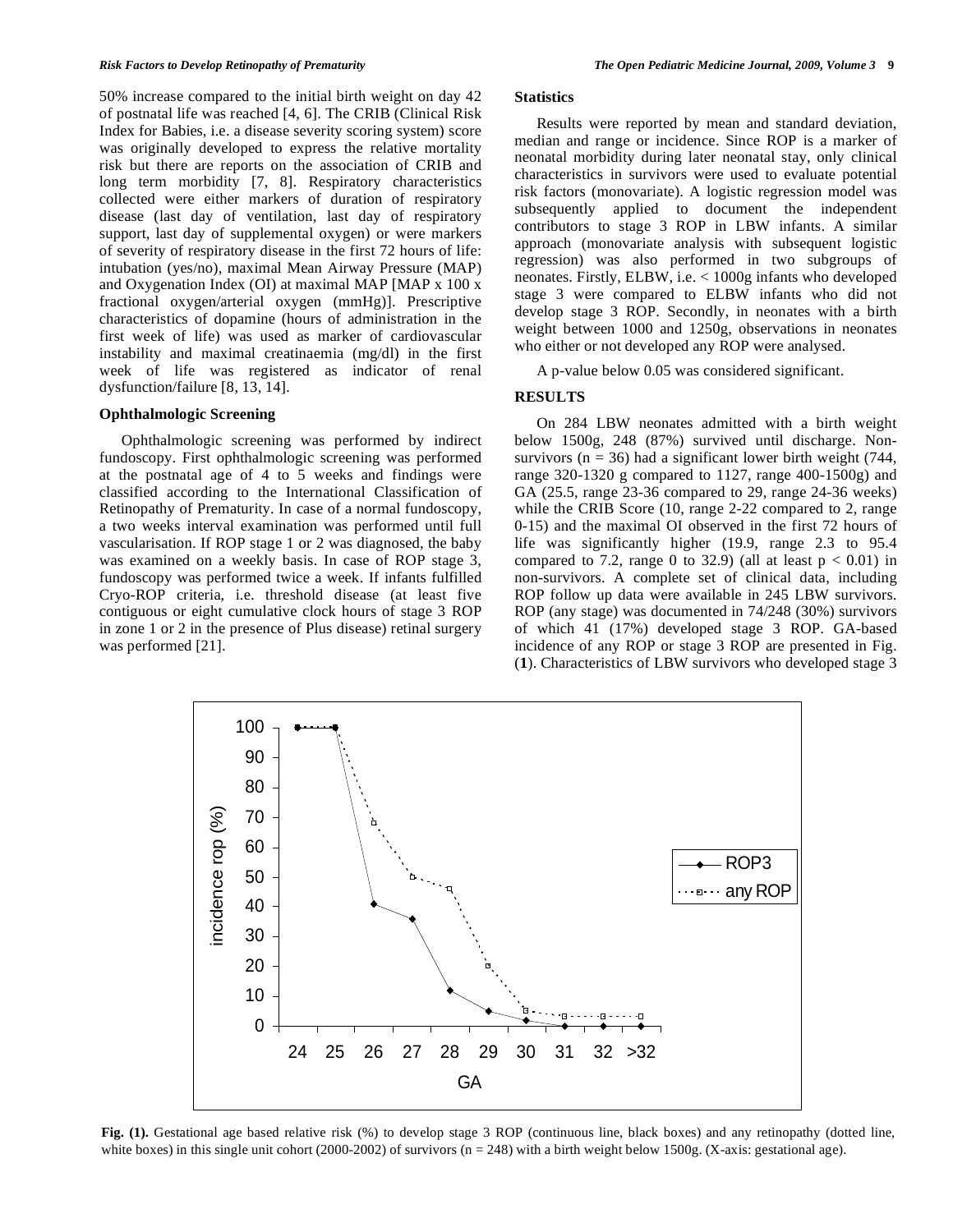50% increase compared to the initial birth weight on day 42 of postnatal life was reached [4, 6]. The CRIB (Clinical Risk Index for Babies, i.e. a disease severity scoring system) score was originally developed to express the relative mortality risk but there are reports on the association of CRIB and long term morbidity [7, 8]. Respiratory characteristics collected were either markers of duration of respiratory disease (last day of ventilation, last day of respiratory support, last day of supplemental oxygen) or were markers of severity of respiratory disease in the first 72 hours of life: intubation (yes/no), maximal Mean Airway Pressure (MAP) and Oxygenation Index (OI) at maximal MAP [MAP x 100 x fractional oxygen/arterial oxygen (mmHg)]. Prescriptive characteristics of dopamine (hours of administration in the first week of life) was used as marker of cardiovascular instability and maximal creatinaemia (mg/dl) in the first week of life was registered as indicator of renal dysfunction/failure [8, 13, 14].

### Ophthalmologic Screening

Ophthalmologic screening was performed by indirect fundoscopy. First ophthalmologic screening was performed at the postnatal age of 4 to 5 weeks and findings were classified according to the International Classification of Retinopathy of Prematurity. In case of a normal fundoscopy, a two weeks interval examination was performed until full vascularisation. If ROP stage 1 or 2 was diagnosed, the baby was examined on a weekly basis. In case of ROP stage 3, fundoscopy was performed twice a week. If infants fulfilled Cryo-ROP criteria, i.e. threshold disease (at least five contiguous or eight cumulative clock hours of stage 3 ROP in zone 1 or 2 in the presence of Plus disease) retinal surgery was performed [21].

### Statistics

Results were reported by mean and standard deviation, median and range or incidence. Since ROP is a marker of neonatal morbidity during later neonatal stay, only clinical characteristics in survivors were used to evaluate potential risk factors (monovariate). A logistic regression model was subsequently applied to document the independent contributors to stage 3 ROP in LBW infants. A similar approach (monovariate analysis with subsequent logistic regression) was also performed in two subgroups of neonates. Firstly, ELBW, i.e. < 1000g infants who developed stage 3 were compared to ELBW infants who did not develop stage 3 ROP. Secondly, in neonates with a birth weight between 1000 and 1250g, observations in neonates who either or not developed any ROP were analysed.

A p-value below 0.05 was considered significant.

## RESULTS

On 284 LBW neonates admitted with a birth weight below 1500g, 248 (87%) survived until discharge. Non-survivors ($n = 36$) had a significant lower birth weight (744, range 320-1320 g compared to 1127, range 400-1500g) and GA (25.5, range 23-36 compared to 29, range 24-36 weeks) while the CRIB Score (10, range 2-22 compared to 2, range 0-15) and the maximal OI observed in the first 72 hours of life was significantly higher (19.9, range 2.3 to 95.4 compared to 7.2, range 0 to 32.9) (all at least $p < 0.01$) in non-survivors. A complete set of clinical data, including ROP follow up data were available in 245 LBW survivors. ROP (any stage) was documented in 74/248 (30%) survivors of which 41 (17%) developed stage 3 ROP. GA-based incidence of any ROP or stage 3 ROP are presented in Fig. (**1**). Characteristics of LBW survivors who developed stage 3

**Fig. (1).** Gestational age based relative risk (%) to develop stage 3 ROP (continuous line, black boxes) and any retinopathy (dotted line, white boxes) in this single unit cohort (2000-2002) of survivors ($n = 248$) with a birth weight below 1500g. (X-axis: gestational age).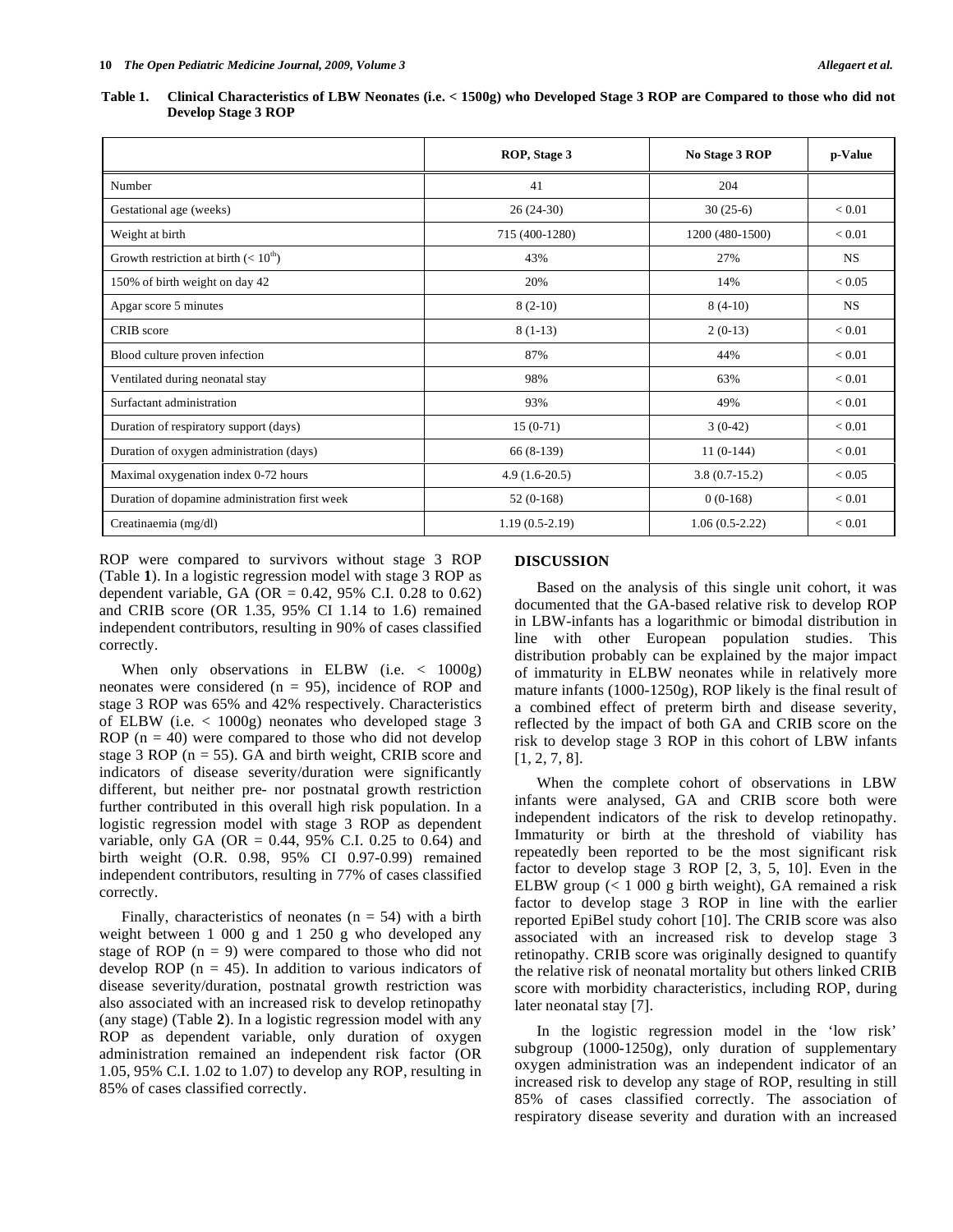**Table 1. Clinical Characteristics of LBW Neonates (i.e. < 1500g) who Developed Stage 3 ROP are Compared to those who did not Develop Stage 3 ROP**

| | ROP, Stage 3 | No Stage 3 ROP | p-Value |
|---|---|---|---|
| Number | 41 | 204 | |
| Gestational age (weeks) | 26 (24-30) | 30 (25-6) | < 0.01 |
| Weight at birth | 715 (400-1280) | 1200 (480-1500) | < 0.01 |
| Growth restriction at birth (< 10$^{th}$) | 43% | 27% | NS |
| 150% of birth weight on day 42 | 20% | 14% | < 0.05 |
| Apgar score 5 minutes | 8 (2-10) | 8 (4-10) | NS |
| CRIB score | 8 (1-13) | 2 (0-13) | < 0.01 |
| Blood culture proven infection | 87% | 44% | < 0.01 |
| Ventilated during neonatal stay | 98% | 63% | < 0.01 |
| Surfactant administration | 93% | 49% | < 0.01 |
| Duration of respiratory support (days) | 15 (0-71) | 3 (0-42) | < 0.01 |
| Duration of oxygen administration (days) | 66 (8-139) | 11 (0-144) | < 0.01 |
| Maximal oxygenation index 0-72 hours | 4.9 (1.6-20.5) | 3.8 (0.7-15.2) | < 0.05 |
| Duration of dopamine administration first week | 52 (0-168) | 0 (0-168) | < 0.01 |
| Creatinaemia (mg/dl) | 1.19 (0.5-2.19) | 1.06 (0.5-2.22) | < 0.01 |

ROP were compared to survivors without stage 3 ROP (Table **1**). In a logistic regression model with stage 3 ROP as dependent variable, GA (OR = 0.42, 95% C.I. 0.28 to 0.62) and CRIB score (OR 1.35, 95% CI 1.14 to 1.6) remained independent contributors, resulting in 90% of cases classified correctly.

When only observations in ELBW (i.e. < 1000g) neonates were considered (n = 95), incidence of ROP and stage 3 ROP was 65% and 42% respectively. Characteristics of ELBW (i.e. < 1000g) neonates who developed stage 3 ROP (n = 40) were compared to those who did not develop stage 3 ROP (n = 55). GA and birth weight, CRIB score and indicators of disease severity/duration were significantly different, but neither pre- nor postnatal growth restriction further contributed in this overall high risk population. In a logistic regression model with stage 3 ROP as dependent variable, only GA (OR = 0.44, 95% C.I. 0.25 to 0.64) and birth weight (O.R. 0.98, 95% CI 0.97-0.99) remained independent contributors, resulting in 77% of cases classified correctly.

Finally, characteristics of neonates (n = 54) with a birth weight between 1 000 g and 1 250 g who developed any stage of ROP (n = 9) were compared to those who did not develop ROP (n = 45). In addition to various indicators of disease severity/duration, postnatal growth restriction was also associated with an increased risk to develop retinopathy (any stage) (Table **2**). In a logistic regression model with any ROP as dependent variable, only duration of oxygen administration remained an independent risk factor (OR 1.05, 95% C.I. 1.02 to 1.07) to develop any ROP, resulting in 85% of cases classified correctly.

## DISCUSSION

Based on the analysis of this single unit cohort, it was documented that the GA-based relative risk to develop ROP in LBW-infants has a logarithmic or bimodal distribution in line with other European population studies. This distribution probably can be explained by the major impact of immaturity in ELBW neonates while in relatively more mature infants (1000-1250g), ROP likely is the final result of a combined effect of preterm birth and disease severity, reflected by the impact of both GA and CRIB score on the risk to develop stage 3 ROP in this cohort of LBW infants [1, 2, 7, 8].

When the complete cohort of observations in LBW infants were analysed, GA and CRIB score both were independent indicators of the risk to develop retinopathy. Immaturity or birth at the threshold of viability has repeatedly been reported to be the most significant risk factor to develop stage 3 ROP [2, 3, 5, 10]. Even in the ELBW group (< 1 000 g birth weight), GA remained a risk factor to develop stage 3 ROP in line with the earlier reported EpiBel study cohort [10]. The CRIB score was also associated with an increased risk to develop stage 3 retinopathy. CRIB score was originally designed to quantify the relative risk of neonatal mortality but others linked CRIB score with morbidity characteristics, including ROP, during later neonatal stay [7].

In the logistic regression model in the 'low risk' subgroup (1000-1250g), only duration of supplementary oxygen administration was an independent indicator of an increased risk to develop any stage of ROP, resulting in still 85% of cases classified correctly. The association of respiratory disease severity and duration with an increased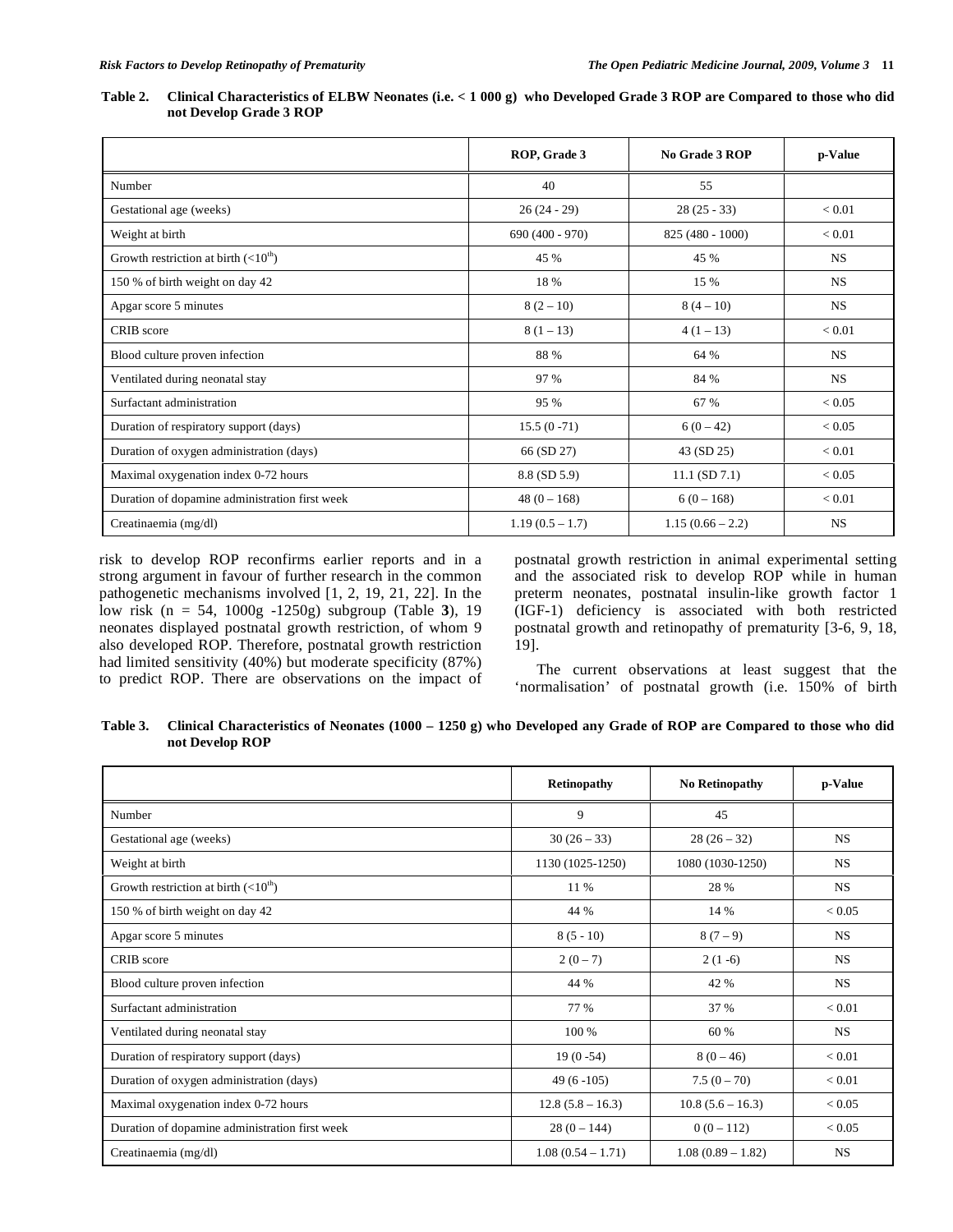**Table 2. Clinical Characteristics of ELBW Neonates (i.e. < 1 000 g) who Developed Grade 3 ROP are Compared to those who did not Develop Grade 3 ROP**

| | ROP, Grade 3 | No Grade 3 ROP | p-Value |
|---|---|---|---|
| Number | 40 | 55 | |
| Gestational age (weeks) | 26 (24 - 29) | 28 (25 - 33) | < 0.01 |
| Weight at birth | 690 (400 - 970) | 825 (480 - 1000) | < 0.01 |
| Growth restriction at birth (<10[th]) | 45 % | 45 % | NS |
| 150 % of birth weight on day 42 | 18 % | 15 % | NS |
| Apgar score 5 minutes | 8 (2 – 10) | 8 (4 – 10) | NS |
| CRIB score | 8 (1 – 13) | 4 (1 – 13) | < 0.01 |
| Blood culture proven infection | 88 % | 64 % | NS |
| Ventilated during neonatal stay | 97 % | 84 % | NS |
| Surfactant administration | 95 % | 67 % | < 0.05 |
| Duration of respiratory support (days) | 15.5 (0 -71) | 6 (0 – 42) | < 0.05 |
| Duration of oxygen administration (days) | 66 (SD 27) | 43 (SD 25) | < 0.01 |
| Maximal oxygenation index 0-72 hours | 8.8 (SD 5.9) | 11.1 (SD 7.1) | < 0.05 |
| Duration of dopamine administration first week | 48 (0 – 168) | 6 (0 – 168) | < 0.01 |
| Creatinaemia (mg/dl) | 1.19 (0.5 – 1.7) | 1.15 (0.66 – 2.2) | NS |

risk to develop ROP reconfirms earlier reports and in a strong argument in favour of further research in the common pathogenetic mechanisms involved [1, 2, 19, 21, 22]. In the low risk (n = 54, 1000g -1250g) subgroup (Table **3**), 19 neonates displayed postnatal growth restriction, of whom 9 also developed ROP. Therefore, postnatal growth restriction had limited sensitivity (40%) but moderate specificity (87%) to predict ROP. There are observations on the impact of postnatal growth restriction in animal experimental setting and the associated risk to develop ROP while in human preterm neonates, postnatal insulin-like growth factor 1 (IGF-1) deficiency is associated with both restricted postnatal growth and retinopathy of prematurity [3-6, 9, 18, 19].

The current observations at least suggest that the 'normalisation' of postnatal growth (i.e. 150% of birth

**Table 3. Clinical Characteristics of Neonates (1000 – 1250 g) who Developed any Grade of ROP are Compared to those who did not Develop ROP**

| | Retinopathy | No Retinopathy | p-Value |
|---|---|---|---|
| Number | 9 | 45 | |
| Gestational age (weeks) | 30 (26 – 33) | 28 (26 – 32) | NS |
| Weight at birth | 1130 (1025-1250) | 1080 (1030-1250) | NS |
| Growth restriction at birth (<10[th]) | 11 % | 28 % | NS |
| 150 % of birth weight on day 42 | 44 % | 14 % | < 0.05 |
| Apgar score 5 minutes | 8 (5 - 10) | 8 (7 – 9) | NS |
| CRIB score | 2 (0 – 7) | 2 (1 -6) | NS |
| Blood culture proven infection | 44 % | 42 % | NS |
| Surfactant administration | 77 % | 37 % | < 0.01 |
| Ventilated during neonatal stay | 100 % | 60 % | NS |
| Duration of respiratory support (days) | 19 (0 -54) | 8 (0 – 46) | < 0.01 |
| Duration of oxygen administration (days) | 49 (6 -105) | 7.5 (0 – 70) | < 0.01 |
| Maximal oxygenation index 0-72 hours | 12.8 (5.8 – 16.3) | 10.8 (5.6 – 16.3) | < 0.05 |
| Duration of dopamine administration first week | 28 (0 – 144) | 0 (0 – 112) | < 0.05 |
| Creatinaemia (mg/dl) | 1.08 (0.54 – 1.71) | 1.08 (0.89 – 1.82) | NS |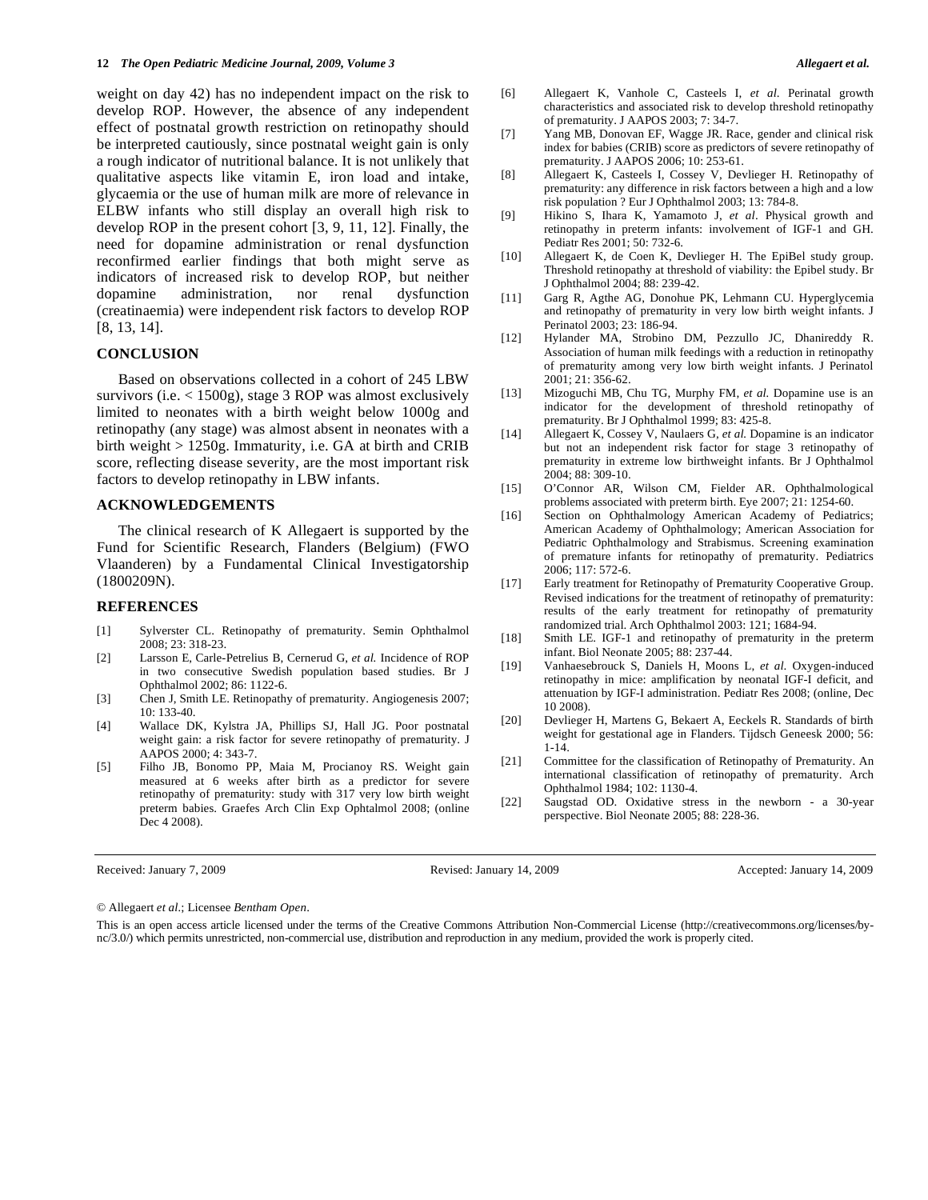weight on day 42) has no independent impact on the risk to develop ROP. However, the absence of any independent effect of postnatal growth restriction on retinopathy should be interpreted cautiously, since postnatal weight gain is only a rough indicator of nutritional balance. It is not unlikely that qualitative aspects like vitamin E, iron load and intake, glycaemia or the use of human milk are more of relevance in ELBW infants who still display an overall high risk to develop ROP in the present cohort [3, 9, 11, 12]. Finally, the need for dopamine administration or renal dysfunction reconfirmed earlier findings that both might serve as indicators of increased risk to develop ROP, but neither dopamine administration, nor renal dysfunction (creatinaemia) were independent risk factors to develop ROP [8, 13, 14].

## CONCLUSION

Based on observations collected in a cohort of 245 LBW survivors (i.e. < 1500g), stage 3 ROP was almost exclusively limited to neonates with a birth weight below 1000g and retinopathy (any stage) was almost absent in neonates with a birth weight > 1250g. Immaturity, i.e. GA at birth and CRIB score, reflecting disease severity, are the most important risk factors to develop retinopathy in LBW infants.

## ACKNOWLEDGEMENTS

The clinical research of K Allegaert is supported by the Fund for Scientific Research, Flanders (Belgium) (FWO Vlaanderen) by a Fundamental Clinical Investigatorship (1800209N).

## REFERENCES

[1] Sylverster CL. Retinopathy of prematurity. Semin Ophthalmol 2008; 23: 318-23.

[2] Larsson E, Carle-Petrelius B, Cernerud G, *et al.* Incidence of ROP in two consecutive Swedish population based studies. Br J Ophthalmol 2002; 86: 1122-6.

[3] Chen J, Smith LE. Retinopathy of prematurity. Angiogenesis 2007; 10: 133-40.

[4] Wallace DK, Kylstra JA, Phillips SJ, Hall JG. Poor postnatal weight gain: a risk factor for severe retinopathy of prematurity. J AAPOS 2000; 4: 343-7.

[5] Filho JB, Bonomo PP, Maia M, Procianoy RS. Weight gain measured at 6 weeks after birth as a predictor for severe retinopathy of prematurity: study with 317 very low birth weight preterm babies. Graefes Arch Clin Exp Ophtalmol 2008; (online Dec 4 2008).

[6] Allegaert K, Vanhole C, Casteels I, *et al.* Perinatal growth characteristics and associated risk to develop threshold retinopathy of prematurity. J AAPOS 2003; 7: 34-7.

[7] Yang MB, Donovan EF, Wagge JR. Race, gender and clinical risk index for babies (CRIB) score as predictors of severe retinopathy of prematurity. J AAPOS 2006; 10: 253-61.

[8] Allegaert K, Casteels I, Cossey V, Devlieger H. Retinopathy of prematurity: any difference in risk factors between a high and a low risk population ? Eur J Ophthalmol 2003; 13: 784-8.

[9] Hikino S, Ihara K, Yamamoto J, *et al*. Physical growth and retinopathy in preterm infants: involvement of IGF-1 and GH. Pediatr Res 2001; 50: 732-6.

[10] Allegaert K, de Coen K, Devlieger H. The EpiBel study group. Threshold retinopathy at threshold of viability: the Epibel study. Br J Ophthalmol 2004; 88: 239-42.

[11] Garg R, Agthe AG, Donohue PK, Lehmann CU. Hyperglycemia and retinopathy of prematurity in very low birth weight infants. J Perinatol 2003; 23: 186-94.

[12] Hylander MA, Strobino DM, Pezzullo JC, Dhanireddy R. Association of human milk feedings with a reduction in retinopathy of prematurity among very low birth weight infants. J Perinatol 2001; 21: 356-62.

[13] Mizoguchi MB, Chu TG, Murphy FM, *et al.* Dopamine use is an indicator for the development of threshold retinopathy of prematurity. Br J Ophthalmol 1999; 83: 425-8.

[14] Allegaert K, Cossey V, Naulaers G, *et al.* Dopamine is an indicator but not an independent risk factor for stage 3 retinopathy of prematurity in extreme low birthweight infants. Br J Ophthalmol 2004; 88: 309-10.

[15] O'Connor AR, Wilson CM, Fielder AR. Ophthalmological problems associated with preterm birth. Eye 2007; 21: 1254-60.

[16] Section on Ophthalmology American Academy of Pediatrics; American Academy of Ophthalmology; American Association for Pediatric Ophthalmology and Strabismus. Screening examination of premature infants for retinopathy of prematurity. Pediatrics 2006; 117: 572-6.

[17] Early treatment for Retinopathy of Prematurity Cooperative Group. Revised indications for the treatment of retinopathy of prematurity: results of the early treatment for retinopathy of prematurity randomized trial. Arch Ophthalmol 2003: 121; 1684-94.

[18] Smith LE. IGF-1 and retinopathy of prematurity in the preterm infant. Biol Neonate 2005; 88: 237-44.

[19] Vanhaesebrouck S, Daniels H, Moons L, *et al.* Oxygen-induced retinopathy in mice: amplification by neonatal IGF-I deficit, and attenuation by IGF-I administration. Pediatr Res 2008; (online, Dec 10 2008).

[20] Devlieger H, Martens G, Bekaert A, Eeckels R. Standards of birth weight for gestational age in Flanders. Tijdsch Geneesk 2000; 56: 1-14.

[21] Committee for the classification of Retinopathy of Prematurity. An international classification of retinopathy of prematurity. Arch Ophthalmol 1984; 102: 1130-4.

[22] Saugstad OD. Oxidative stress in the newborn - a 30-year perspective. Biol Neonate 2005; 88: 228-36.

Received: January 7, 2009 Revised: January 14, 2009 Accepted: January 14, 2009

© Allegaert *et al.*; Licensee *Bentham Open*.

This is an open access article licensed under the terms of the Creative Commons Attribution Non-Commercial License (http://creativecommons.org/licenses/by-nc/3.0/) which permits unrestricted, non-commercial use, distribution and reproduction in any medium, provided the work is properly cited.